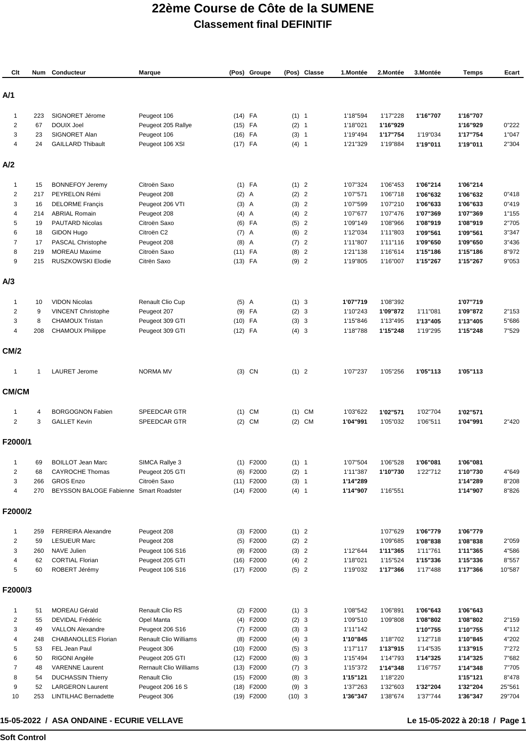# 22ème Course de Côte de la SUMENE

## Classement final DEFINITIF

| Clt | Num | Conducteur | Marque | (Pos) | Groupe | (Pos) | Classe | 1.Montée | 2.Montée | 3.Montée | Temps | Ecart |
|---|---|---|---|---|---|---|---|---|---|---|---|---|
| **A/1** | | | | | | | | | | | | |
| 1 | 223 | SIGNORET Jérome | Peugeot 106 | (14) | FA | (1) | 1 | 1'18"594 | 1'17"228 | **1'16"707** | **1'16"707** | |
| 2 | 67 | DOUIX Joel | Peugeot 205 Rallye | (15) | FA | (2) | 1 | 1'18"021 | **1'16"929** | | **1'16"929** | 0"222 |
| 3 | 23 | SIGNORET Alan | Peugeot 106 | (16) | FA | (3) | 1 | 1'19"494 | **1'17"754** | 1'19"034 | **1'17"754** | 1"047 |
| 4 | 24 | GAILLARD Thibault | Peugeot 106 XSI | (17) | FA | (4) | 1 | 1'21"329 | 1'19"884 | **1'19"011** | **1'19"011** | 2"304 |
| **A/2** | | | | | | | | | | | | |
| 1 | 15 | BONNEFOY Jeremy | Citroën Saxo | (1) | FA | (1) | 2 | 1'07"324 | 1'06"453 | **1'06"214** | **1'06"214** | |
| 2 | 217 | PEYRELON Rémi | Peugeot 208 | (2) | A | (2) | 2 | 1'07"571 | 1'06"718 | **1'06"632** | **1'06"632** | 0"418 |
| 3 | 16 | DELORME Françis | Peugeot 206 VTI | (3) | A | (3) | 2 | 1'07"599 | 1'07"210 | **1'06"633** | **1'06"633** | 0"419 |
| 4 | 214 | ABRIAL Romain | Peugeot 208 | (4) | A | (4) | 2 | 1'07"677 | 1'07"476 | **1'07"369** | **1'07"369** | 1"155 |
| 5 | 19 | PAUTARD Nicolas | Citroën Saxo | (6) | FA | (5) | 2 | 1'09"149 | 1'08"966 | **1'08"919** | **1'08"919** | 2"705 |
| 6 | 18 | GIDON Hugo | Citroën C2 | (7) | A | (6) | 2 | 1'12"034 | 1'11"803 | **1'09"561** | **1'09"561** | 3"347 |
| 7 | 17 | PASCAL Christophe | Peugeot 208 | (8) | A | (7) | 2 | 1'11"807 | 1'11"116 | **1'09"650** | **1'09"650** | 3"436 |
| 8 | 219 | MOREAU Maxime | Citroën Saxo | (11) | FA | (8) | 2 | 1'21"138 | 1'16"614 | **1'15"186** | **1'15"186** | 8"972 |
| 9 | 215 | RUSZKOWSKI Elodie | Citrën Saxo | (13) | FA | (9) | 2 | 1'19"805 | 1'16"007 | **1'15"267** | **1'15"267** | 9"053 |
| **A/3** | | | | | | | | | | | | |
| 1 | 10 | VIDON Nicolas | Renault Clio Cup | (5) | A | (1) | 3 | **1'07"719** | 1'08"392 | | **1'07"719** | |
| 2 | 9 | VINCENT Christophe | Peugeot 207 | (9) | FA | (2) | 3 | 1'10"243 | **1'09"872** | 1'11"081 | **1'09"872** | 2"153 |
| 3 | 8 | CHAMOUX Tristan | Peugeot 309 GTI | (10) | FA | (3) | 3 | 1'15"846 | 1'13"495 | **1'13"405** | **1'13"405** | 5"686 |
| 4 | 208 | CHAMOUX Philippe | Peugeot 309 GTI | (12) | FA | (4) | 3 | 1'18"788 | **1'15"248** | 1'19"295 | **1'15"248** | 7"529 |
| **CM/2** | | | | | | | | | | | | |
| 1 | 1 | LAURET Jerome | NORMA MV | (3) | CN | (1) | 2 | 1'07"237 | 1'05"256 | **1'05"113** | **1'05"113** | |
| **CM/CM** | | | | | | | | | | | | |
| 1 | 4 | BORGOGNON Fabien | SPEEDCAR GTR | (1) | CM | (1) | CM | 1'03"622 | **1'02"571** | 1'02"704 | **1'02"571** | |
| 2 | 3 | GALLET Kevin | SPEEDCAR GTR | (2) | CM | (2) | CM | **1'04"991** | 1'05"032 | 1'06"511 | **1'04"991** | 2"420 |
| **F2000/1** | | | | | | | | | | | | |
| 1 | 69 | BOILLOT Jean Marc | SIMCA Rallye 3 | (1) | F2000 | (1) | 1 | 1'07"504 | 1'06"528 | **1'06"081** | **1'06"081** | |
| 2 | 68 | CAYROCHE Thomas | Peugeot 205 GTI | (6) | F2000 | (2) | 1 | 1'11"387 | **1'10"730** | 1'22"712 | **1'10"730** | 4"649 |
| 3 | 266 | GROS Enzo | Citroën Saxo | (11) | F2000 | (3) | 1 | **1'14"289** | | | **1'14"289** | 8"208 |
| 4 | 270 | BEYSSON BALOGE Fabienne | Smart Roadster | (14) | F2000 | (4) | 1 | **1'14"907** | 1'16"551 | | **1'14"907** | 8"826 |
| **F2000/2** | | | | | | | | | | | | |
| 1 | 259 | FERREIRA Alexandre | Peugeot 208 | (3) | F2000 | (1) | 2 | | 1'07"629 | **1'06"779** | **1'06"779** | |
| 2 | 59 | LESUEUR Marc | Peugeot 208 | (5) | F2000 | (2) | 2 | | 1'09"685 | **1'08"838** | **1'08"838** | 2"059 |
| 3 | 260 | NAVE Julien | Peugeot 106 S16 | (9) | F2000 | (3) | 2 | 1'12"644 | **1'11"365** | 1'11"761 | **1'11"365** | 4"586 |
| 4 | 62 | CORTIAL Florian | Peugeot 205 GTI | (16) | F2000 | (4) | 2 | 1'18"021 | 1'15"524 | **1'15"336** | **1'15"336** | 8"557 |
| 5 | 60 | ROBERT Jérémy | Peugeot 106 S16 | (17) | F2000 | (5) | 2 | 1'19"032 | **1'17"366** | 1'17"488 | **1'17"366** | 10"587 |
| **F2000/3** | | | | | | | | | | | | |
| 1 | 51 | MOREAU Gérald | Renault Clio RS | (2) | F2000 | (1) | 3 | 1'08"542 | 1'06"891 | **1'06"643** | **1'06"643** | |
| 2 | 55 | DEVIDAL Frédéric | Opel Manta | (4) | F2000 | (2) | 3 | 1'09"510 | 1'09"808 | **1'08"802** | **1'08"802** | 2"159 |
| 3 | 49 | VALLON Alexandre | Peugeot 206 S16 | (7) | F2000 | (3) | 3 | 1'11"142 | | **1'10"755** | **1'10"755** | 4"112 |
| 4 | 248 | CHABANOLLES Florian | Renault Clio Williams | (8) | F2000 | (4) | 3 | **1'10"845** | 1'18"702 | 1'12"718 | **1'10"845** | 4"202 |
| 5 | 53 | FEL Jean Paul | Peugeot 306 | (10) | F2000 | (5) | 3 | 1'17"117 | **1'13"915** | 1'14"535 | **1'13"915** | 7"272 |
| 6 | 50 | RIGONI Angèle | Peugeot 205 GTI | (12) | F2000 | (6) | 3 | 1'15"494 | 1'14"793 | **1'14"325** | **1'14"325** | 7"682 |
| 7 | 48 | VARENNE Laurent | Rernault Clio Williams | (13) | F2000 | (7) | 3 | 1'15"372 | **1'14"348** | 1'16"757 | **1'14"348** | 7"705 |
| 8 | 54 | DUCHASSIN Thierry | Renault Clio | (15) | F2000 | (8) | 3 | **1'15"121** | 1'18"220 | | **1'15"121** | 8"478 |
| 9 | 52 | LARGERON Laurent | Peugeot 206 16 S | (18) | F2000 | (9) | 3 | 1'37"263 | 1'32"603 | **1'32"204** | **1'32"204** | 25"561 |
| 10 | 253 | LINTILHAC Bernadette | Peugeot 306 | (19) | F2000 | (10) | 3 | **1'36"347** | 1'38"674 | 1'37"744 | **1'36"347** | 29"704 |

**15-05-2022 / ASA ONDAINE - ECURIE VELLAVE** — **Le 15-05-2022 à 20:18**

**Soft Control**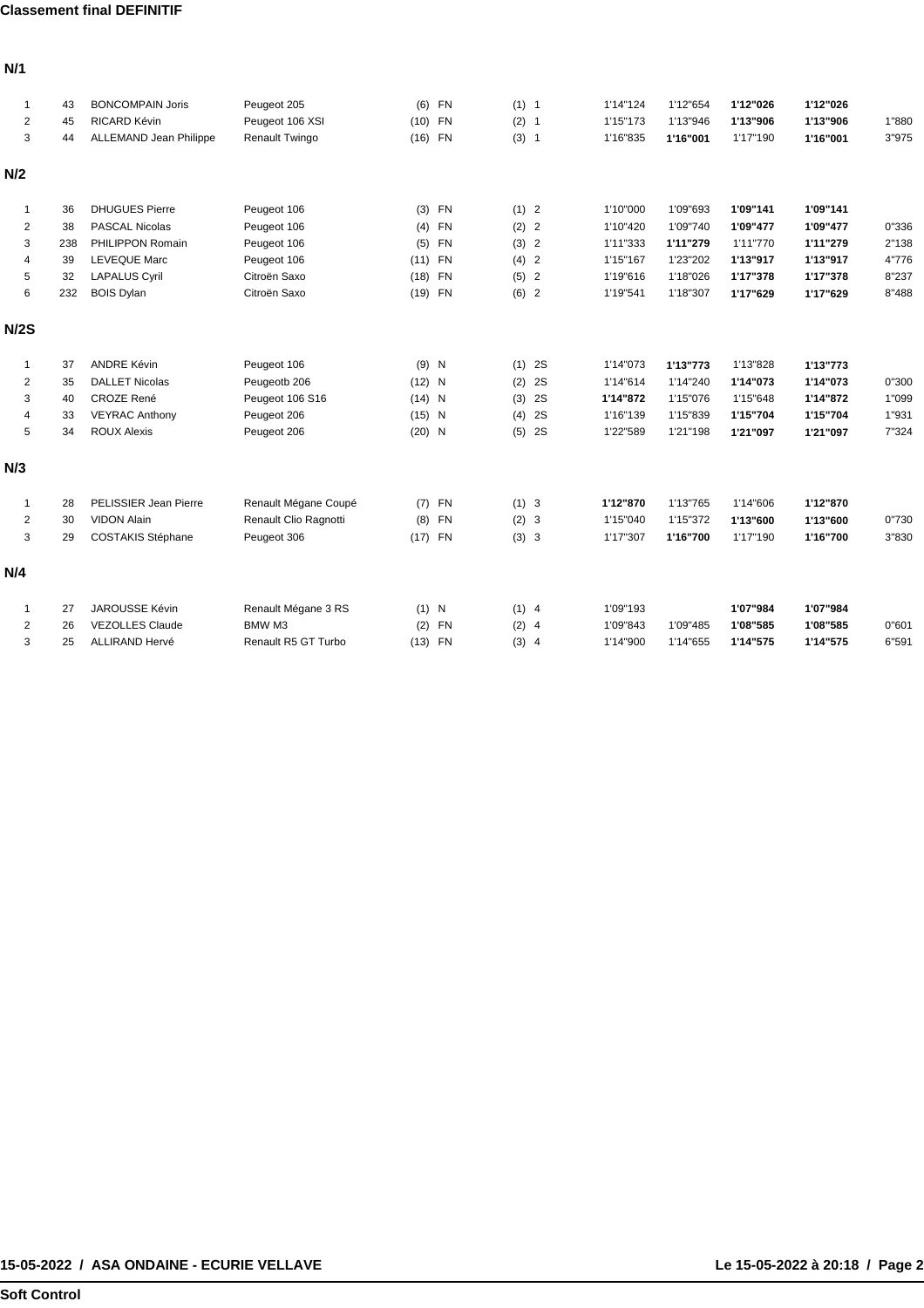**Classement final DEFINITIF**

### N/1

| | | | | | | | | | | | | |
|---|---|---|---|---|---|---|---|---|---|---|---|---|
| 1 | 43 | BONCOMPAIN Joris | Peugeot 205 | (6) | FN | (1) | 1 | 1'14"124 | 1'12"654 | **1'12"026** | **1'12"026** | |
| 2 | 45 | RICARD Kévin | Peugeot 106 XSI | (10) | FN | (2) | 1 | 1'15"173 | 1'13"946 | **1'13"906** | **1'13"906** | 1"880 |
| 3 | 44 | ALLEMAND Jean Philippe | Renault Twingo | (16) | FN | (3) | 1 | 1'16"835 | **1'16"001** | 1'17"190 | **1'16"001** | 3"975 |

### N/2

| | | | | | | | | | | | | |
|---|---|---|---|---|---|---|---|---|---|---|---|---|
| 1 | 36 | DHUGUES Pierre | Peugeot 106 | (3) | FN | (1) | 2 | 1'10"000 | 1'09"693 | **1'09"141** | **1'09"141** | |
| 2 | 38 | PASCAL Nicolas | Peugeot 106 | (4) | FN | (2) | 2 | 1'10"420 | 1'09"740 | **1'09"477** | **1'09"477** | 0"336 |
| 3 | 238 | PHILIPPON Romain | Peugeot 106 | (5) | FN | (3) | 2 | 1'11"333 | **1'11"279** | 1'11"770 | **1'11"279** | 2"138 |
| 4 | 39 | LEVEQUE Marc | Peugeot 106 | (11) | FN | (4) | 2 | 1'15"167 | 1'23"202 | **1'13"917** | **1'13"917** | 4"776 |
| 5 | 32 | LAPALUS Cyril | Citroën Saxo | (18) | FN | (5) | 2 | 1'19"616 | 1'18"026 | **1'17"378** | **1'17"378** | 8"237 |
| 6 | 232 | BOIS Dylan | Citroën Saxo | (19) | FN | (6) | 2 | 1'19"541 | 1'18"307 | **1'17"629** | **1'17"629** | 8"488 |

### N/2S

| | | | | | | | | | | | | |
|---|---|---|---|---|---|---|---|---|---|---|---|---|
| 1 | 37 | ANDRE Kévin | Peugeot 106 | (9) | N | (1) | 2S | 1'14"073 | **1'13"773** | 1'13"828 | **1'13"773** | |
| 2 | 35 | DALLET Nicolas | Peugeotb 206 | (12) | N | (2) | 2S | 1'14"614 | 1'14"240 | **1'14"073** | **1'14"073** | 0"300 |
| 3 | 40 | CROZE René | Peugeot 106 S16 | (14) | N | (3) | 2S | **1'14"872** | 1'15"076 | 1'15"648 | **1'14"872** | 1"099 |
| 4 | 33 | VEYRAC Anthony | Peugeot 206 | (15) | N | (4) | 2S | 1'16"139 | 1'15"839 | **1'15"704** | **1'15"704** | 1"931 |
| 5 | 34 | ROUX Alexis | Peugeot 206 | (20) | N | (5) | 2S | 1'22"589 | 1'21"198 | **1'21"097** | **1'21"097** | 7"324 |

### N/3

| | | | | | | | | | | | | |
|---|---|---|---|---|---|---|---|---|---|---|---|---|
| 1 | 28 | PELISSIER Jean Pierre | Renault Mégane Coupé | (7) | FN | (1) | 3 | **1'12"870** | 1'13"765 | 1'14"606 | **1'12"870** | |
| 2 | 30 | VIDON Alain | Renault Clio Ragnotti | (8) | FN | (2) | 3 | 1'15"040 | 1'15"372 | **1'13"600** | **1'13"600** | 0"730 |
| 3 | 29 | COSTAKIS Stéphane | Peugeot 306 | (17) | FN | (3) | 3 | 1'17"307 | **1'16"700** | 1'17"190 | **1'16"700** | 3"830 |

### N/4

| | | | | | | | | | | | | |
|---|---|---|---|---|---|---|---|---|---|---|---|---|
| 1 | 27 | JAROUSSE Kévin | Renault Mégane 3 RS | (1) | N | (1) | 4 | 1'09"193 | | **1'07"984** | **1'07"984** | |
| 2 | 26 | VEZOLLES Claude | BMW M3 | (2) | FN | (2) | 4 | 1'09"843 | 1'09"485 | **1'08"585** | **1'08"585** | 0"601 |
| 3 | 25 | ALLIRAND Hervé | Renault R5 GT Turbo | (13) | FN | (3) | 4 | 1'14"900 | 1'14"655 | **1'14"575** | **1'14"575** | 6"591 |